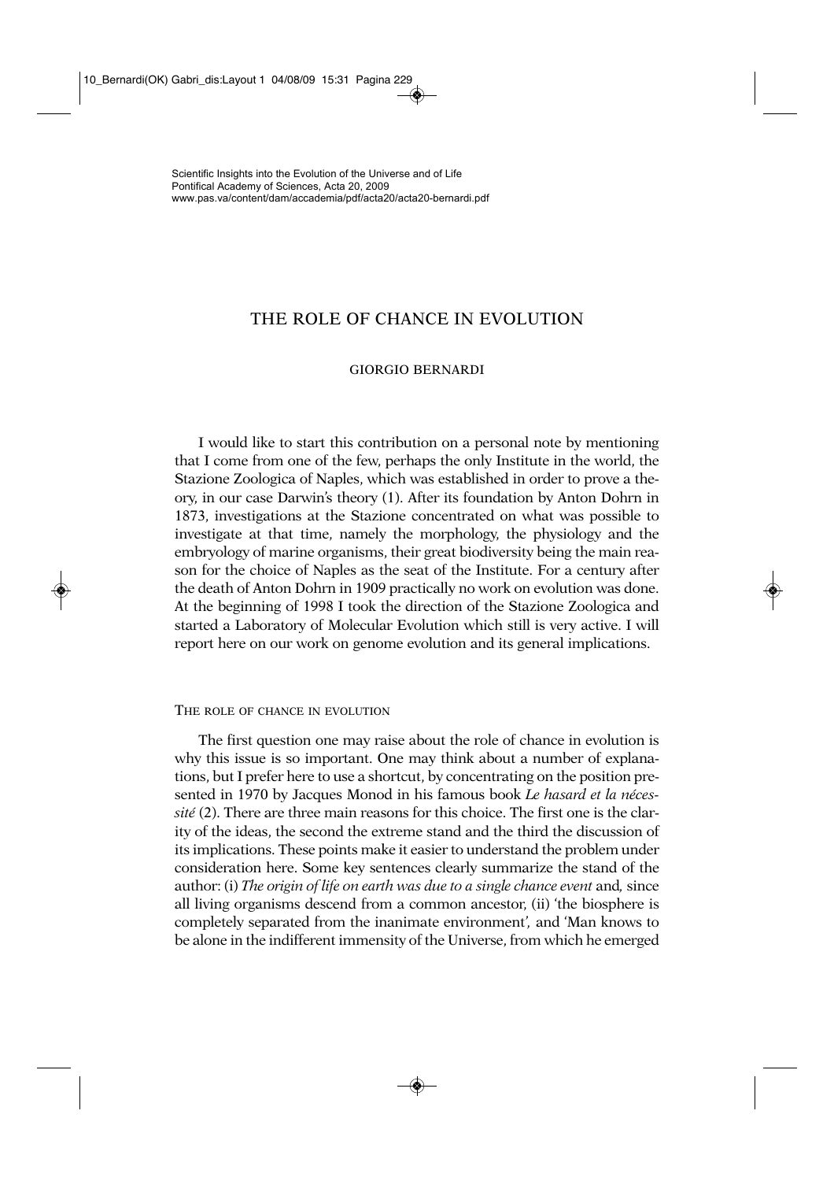Scientific Insights into the Evolution of the Universe and of Life
Pontifical Academy of Sciences, Acta 20, 2009
www.pas.va/content/dam/accademia/pdf/acta20/acta20-bernardi.pdf

# THE ROLE OF CHANCE IN EVOLUTION

GIORGIO BERNARDI

I would like to start this contribution on a personal note by mentioning that I come from one of the few, perhaps the only Institute in the world, the Stazione Zoologica of Naples, which was established in order to prove a theory, in our case Darwin's theory (1). After its foundation by Anton Dohrn in 1873, investigations at the Stazione concentrated on what was possible to investigate at that time, namely the morphology, the physiology and the embryology of marine organisms, their great biodiversity being the main reason for the choice of Naples as the seat of the Institute. For a century after the death of Anton Dohrn in 1909 practically no work on evolution was done. At the beginning of 1998 I took the direction of the Stazione Zoologica and started a Laboratory of Molecular Evolution which still is very active. I will report here on our work on genome evolution and its general implications.

## THE ROLE OF CHANCE IN EVOLUTION

The first question one may raise about the role of chance in evolution is why this issue is so important. One may think about a number of explanations, but I prefer here to use a shortcut, by concentrating on the position presented in 1970 by Jacques Monod in his famous book *Le hasard et la nécessité* (2). There are three main reasons for this choice. The first one is the clarity of the ideas, the second the extreme stand and the third the discussion of its implications. These points make it easier to understand the problem under consideration here. Some key sentences clearly summarize the stand of the author: (i) *The origin of life on earth was due to a single chance event* and, since all living organisms descend from a common ancestor, (ii) 'the biosphere is completely separated from the inanimate environment', and 'Man knows to be alone in the indifferent immensity of the Universe, from which he emerged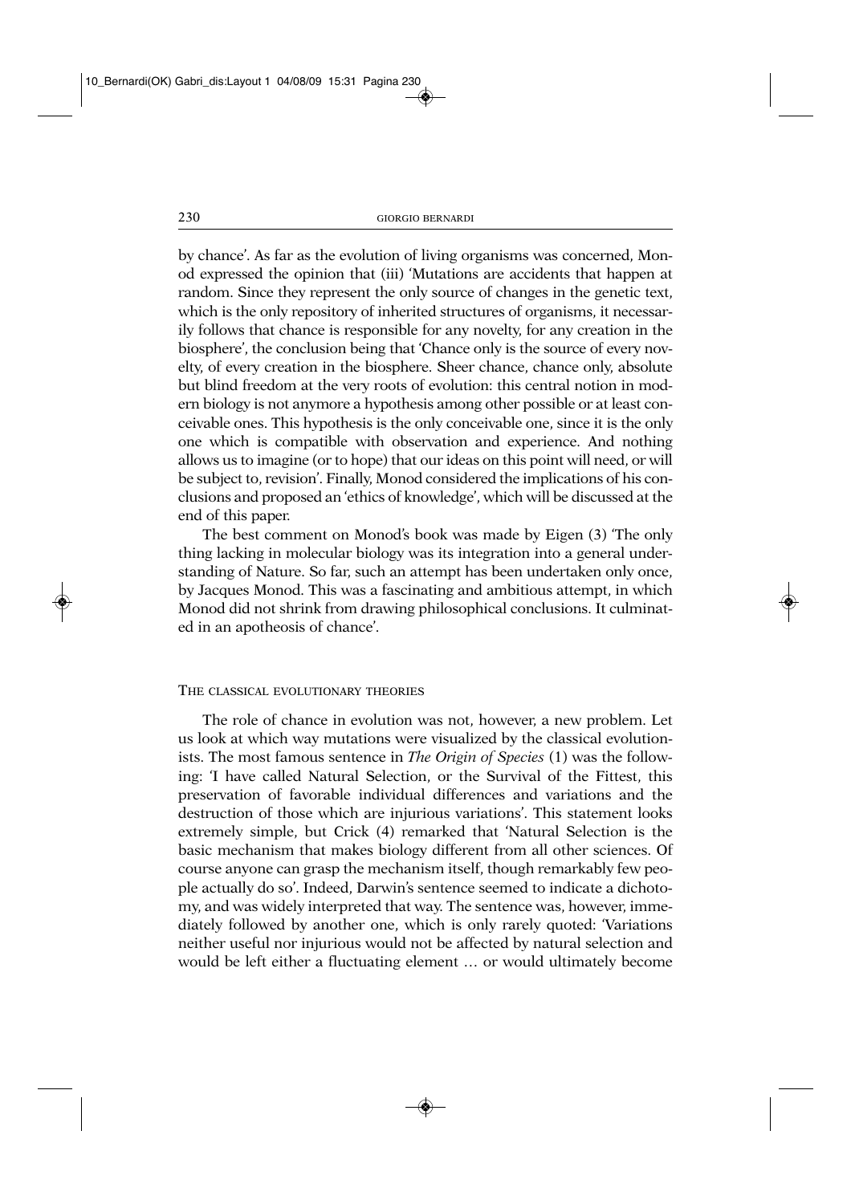by chance'. As far as the evolution of living organisms was concerned, Monod expressed the opinion that (iii) 'Mutations are accidents that happen at random. Since they represent the only source of changes in the genetic text, which is the only repository of inherited structures of organisms, it necessarily follows that chance is responsible for any novelty, for any creation in the biosphere', the conclusion being that 'Chance only is the source of every novelty, of every creation in the biosphere. Sheer chance, chance only, absolute but blind freedom at the very roots of evolution: this central notion in modern biology is not anymore a hypothesis among other possible or at least conceivable ones. This hypothesis is the only conceivable one, since it is the only one which is compatible with observation and experience. And nothing allows us to imagine (or to hope) that our ideas on this point will need, or will be subject to, revision'. Finally, Monod considered the implications of his conclusions and proposed an 'ethics of knowledge', which will be discussed at the end of this paper.

The best comment on Monod's book was made by Eigen (3) 'The only thing lacking in molecular biology was its integration into a general understanding of Nature. So far, such an attempt has been undertaken only once, by Jacques Monod. This was a fascinating and ambitious attempt, in which Monod did not shrink from drawing philosophical conclusions. It culminated in an apotheosis of chance'.

## The classical evolutionary theories

The role of chance in evolution was not, however, a new problem. Let us look at which way mutations were visualized by the classical evolutionists. The most famous sentence in *The Origin of Species* (1) was the following: 'I have called Natural Selection, or the Survival of the Fittest, this preservation of favorable individual differences and variations and the destruction of those which are injurious variations'. This statement looks extremely simple, but Crick (4) remarked that 'Natural Selection is the basic mechanism that makes biology different from all other sciences. Of course anyone can grasp the mechanism itself, though remarkably few people actually do so'. Indeed, Darwin's sentence seemed to indicate a dichotomy, and was widely interpreted that way. The sentence was, however, immediately followed by another one, which is only rarely quoted: 'Variations neither useful nor injurious would not be affected by natural selection and would be left either a fluctuating element … or would ultimately become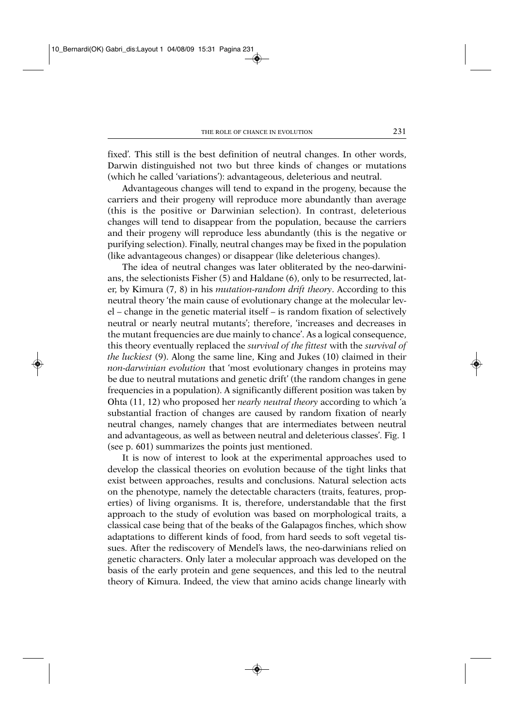fixed'. This still is the best definition of neutral changes. In other words, Darwin distinguished not two but three kinds of changes or mutations (which he called 'variations'): advantageous, deleterious and neutral.

Advantageous changes will tend to expand in the progeny, because the carriers and their progeny will reproduce more abundantly than average (this is the positive or Darwinian selection). In contrast, deleterious changes will tend to disappear from the population, because the carriers and their progeny will reproduce less abundantly (this is the negative or purifying selection). Finally, neutral changes may be fixed in the population (like advantageous changes) or disappear (like deleterious changes).

The idea of neutral changes was later obliterated by the neo-darwinians, the selectionists Fisher (5) and Haldane (6), only to be resurrected, later, by Kimura (7, 8) in his *mutation-random drift theory*. According to this neutral theory 'the main cause of evolutionary change at the molecular level – change in the genetic material itself – is random fixation of selectively neutral or nearly neutral mutants'; therefore, 'increases and decreases in the mutant frequencies are due mainly to chance'. As a logical consequence, this theory eventually replaced the *survival of the fittest* with the *survival of the luckiest* (9). Along the same line, King and Jukes (10) claimed in their *non-darwinian evolution* that 'most evolutionary changes in proteins may be due to neutral mutations and genetic drift' (the random changes in gene frequencies in a population). A significantly different position was taken by Ohta (11, 12) who proposed her *nearly neutral theory* according to which 'a substantial fraction of changes are caused by random fixation of nearly neutral changes, namely changes that are intermediates between neutral and advantageous, as well as between neutral and deleterious classes'. Fig. 1 (see p. 601) summarizes the points just mentioned.

It is now of interest to look at the experimental approaches used to develop the classical theories on evolution because of the tight links that exist between approaches, results and conclusions. Natural selection acts on the phenotype, namely the detectable characters (traits, features, properties) of living organisms. It is, therefore, understandable that the first approach to the study of evolution was based on morphological traits, a classical case being that of the beaks of the Galapagos finches, which show adaptations to different kinds of food, from hard seeds to soft vegetal tissues. After the rediscovery of Mendel's laws, the neo-darwinians relied on genetic characters. Only later a molecular approach was developed on the basis of the early protein and gene sequences, and this led to the neutral theory of Kimura. Indeed, the view that amino acids change linearly with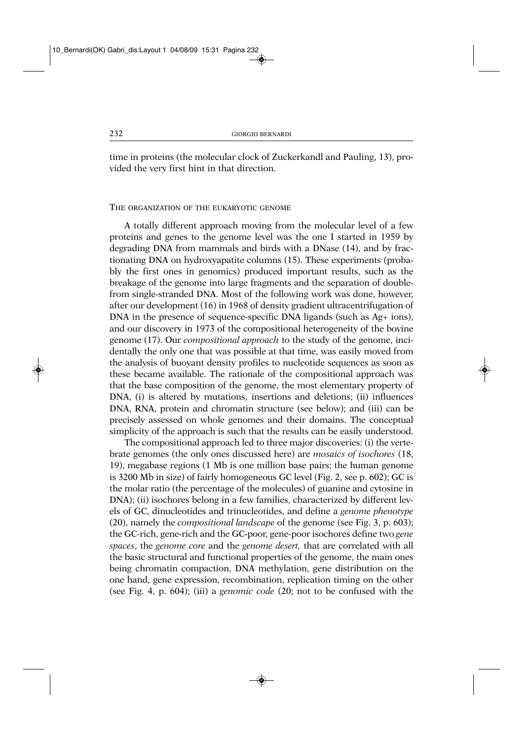time in proteins (the molecular clock of Zuckerkandl and Pauling, 13), provided the very first hint in that direction.

## The organization of the eukaryotic genome

A totally different approach moving from the molecular level of a few proteins and genes to the genome level was the one I started in 1959 by degrading DNA from mammals and birds with a DNase (14), and by fractionating DNA on hydroxyapatite columns (15). These experiments (probably the first ones in genomics) produced important results, such as the breakage of the genome into large fragments and the separation of double- from single-stranded DNA. Most of the following work was done, however, after our development (16) in 1968 of density gradient ultracentrifugation of DNA in the presence of sequence-specific DNA ligands (such as $Ag^{+}$ ions), and our discovery in 1973 of the compositional heterogeneity of the bovine genome (17). Our *compositional approach* to the study of the genome, incidentally the only one that was possible at that time, was easily moved from the analysis of buoyant density profiles to nucleotide sequences as soon as these became available. The rationale of the compositional approach was that the base composition of the genome, the most elementary property of DNA, (i) is altered by mutations, insertions and deletions; (ii) influences DNA, RNA, protein and chromatin structure (see below); and (iii) can be precisely assessed on whole genomes and their domains. The conceptual simplicity of the approach is such that the results can be easily understood.

The compositional approach led to three major discoveries: (i) the vertebrate genomes (the only ones discussed here) are *mosaics of isochores* (18, 19), megabase regions (1 Mb is one million base pairs; the human genome is 3200 Mb in size) of fairly homogeneous GC level (Fig. 2, see p. 602); GC is the molar ratio (the percentage of the molecules) of guanine and cytosine in DNA); (ii) isochores belong in a few families, characterized by different levels of GC, dinucleotides and trinucleotides, and define a *genome phenotype* (20), namely the *compositional landscape* of the genome (see Fig. 3, p. 603); the GC-rich, gene-rich and the GC-poor, gene-poor isochores define two *gene spaces*, the *genome core* and the *genome desert*, that are correlated with all the basic structural and functional properties of the genome, the main ones being chromatin compaction, DNA methylation, gene distribution on the one hand, gene expression, recombination, replication timing on the other (see Fig. 4, p. 604); (iii) a *genomic code* (20; not to be confused with the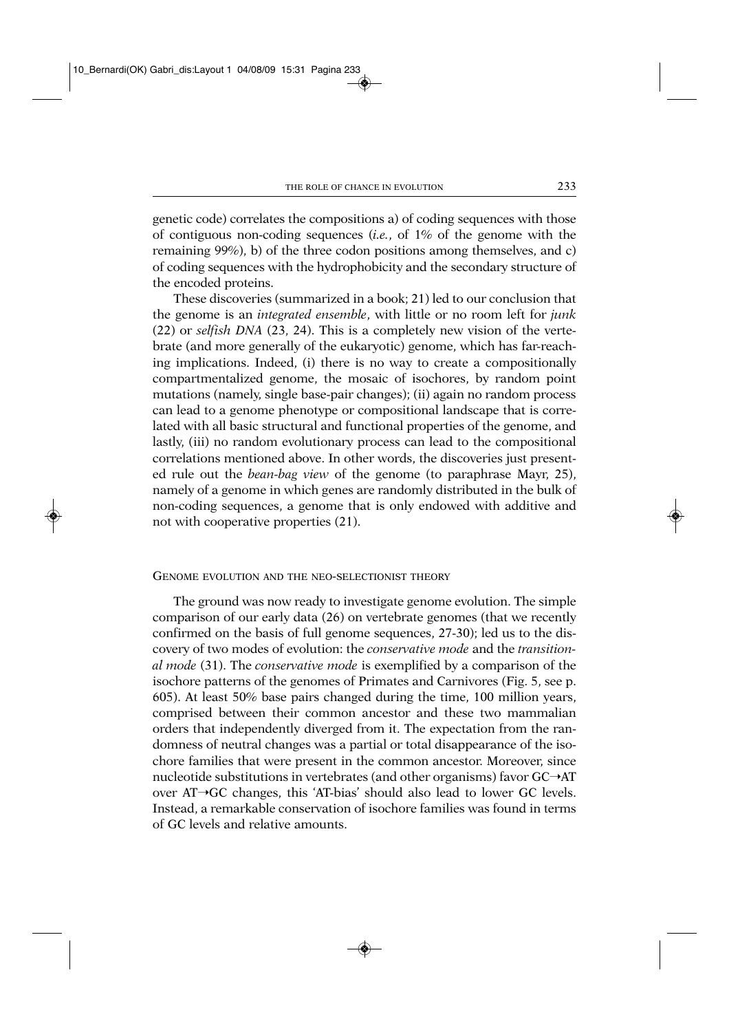genetic code) correlates the compositions a) of coding sequences with those of contiguous non-coding sequences (*i.e.*, of 1% of the genome with the remaining 99%), b) of the three codon positions among themselves, and c) of coding sequences with the hydrophobicity and the secondary structure of the encoded proteins.

These discoveries (summarized in a book; 21) led to our conclusion that the genome is an *integrated ensemble*, with little or no room left for *junk* (22) or *selfish DNA* (23, 24). This is a completely new vision of the vertebrate (and more generally of the eukaryotic) genome, which has far-reaching implications. Indeed, (i) there is no way to create a compositionally compartmentalized genome, the mosaic of isochores, by random point mutations (namely, single base-pair changes); (ii) again no random process can lead to a genome phenotype or compositional landscape that is correlated with all basic structural and functional properties of the genome, and lastly, (iii) no random evolutionary process can lead to the compositional correlations mentioned above. In other words, the discoveries just presented rule out the *bean-bag view* of the genome (to paraphrase Mayr, 25), namely of a genome in which genes are randomly distributed in the bulk of non-coding sequences, a genome that is only endowed with additive and not with cooperative properties (21).

## GENOME EVOLUTION AND THE NEO-SELECTIONIST THEORY

The ground was now ready to investigate genome evolution. The simple comparison of our early data (26) on vertebrate genomes (that we recently confirmed on the basis of full genome sequences, 27-30); led us to the discovery of two modes of evolution: the *conservative mode* and the *transitional mode* (31). The *conservative mode* is exemplified by a comparison of the isochore patterns of the genomes of Primates and Carnivores (Fig. 5, see p. 605). At least 50% base pairs changed during the time, 100 million years, comprised between their common ancestor and these two mammalian orders that independently diverged from it. The expectation from the randomness of neutral changes was a partial or total disappearance of the isochore families that were present in the common ancestor. Moreover, since nucleotide substitutions in vertebrates (and other organisms) favor GC→AT over AT→GC changes, this 'AT-bias' should also lead to lower GC levels. Instead, a remarkable conservation of isochore families was found in terms of GC levels and relative amounts.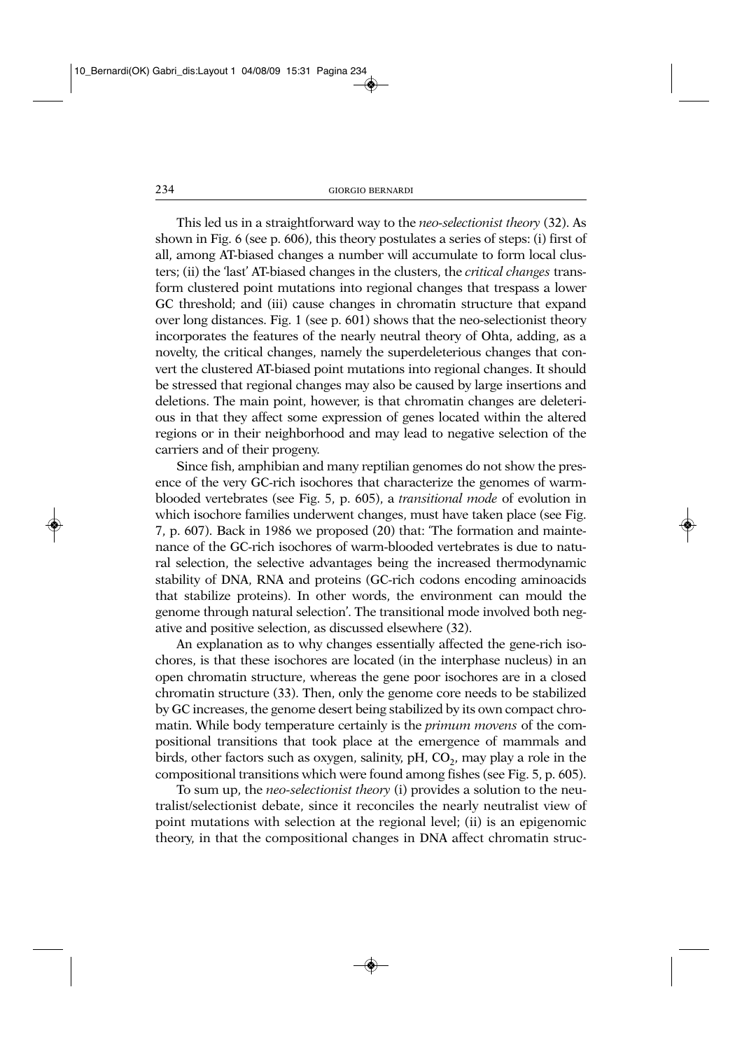This led us in a straightforward way to the *neo-selectionist theory* (32). As shown in Fig. 6 (see p. 606), this theory postulates a series of steps: (i) first of all, among AT-biased changes a number will accumulate to form local clusters; (ii) the 'last' AT-biased changes in the clusters, the *critical changes* transform clustered point mutations into regional changes that trespass a lower GC threshold; and (iii) cause changes in chromatin structure that expand over long distances. Fig. 1 (see p. 601) shows that the neo-selectionist theory incorporates the features of the nearly neutral theory of Ohta, adding, as a novelty, the critical changes, namely the superdeleterious changes that convert the clustered AT-biased point mutations into regional changes. It should be stressed that regional changes may also be caused by large insertions and deletions. The main point, however, is that chromatin changes are deleterious in that they affect some expression of genes located within the altered regions or in their neighborhood and may lead to negative selection of the carriers and of their progeny.

Since fish, amphibian and many reptilian genomes do not show the presence of the very GC-rich isochores that characterize the genomes of warm-blooded vertebrates (see Fig. 5, p. 605), a *transitional mode* of evolution in which isochore families underwent changes, must have taken place (see Fig. 7, p. 607). Back in 1986 we proposed (20) that: 'The formation and maintenance of the GC-rich isochores of warm-blooded vertebrates is due to natural selection, the selective advantages being the increased thermodynamic stability of DNA, RNA and proteins (GC-rich codons encoding aminoacids that stabilize proteins). In other words, the environment can mould the genome through natural selection'. The transitional mode involved both negative and positive selection, as discussed elsewhere (32).

An explanation as to why changes essentially affected the gene-rich isochores, is that these isochores are located (in the interphase nucleus) in an open chromatin structure, whereas the gene poor isochores are in a closed chromatin structure (33). Then, only the genome core needs to be stabilized by GC increases, the genome desert being stabilized by its own compact chromatin. While body temperature certainly is the *primum movens* of the compositional transitions that took place at the emergence of mammals and birds, other factors such as oxygen, salinity, pH, $CO_2$, may play a role in the compositional transitions which were found among fishes (see Fig. 5, p. 605).

To sum up, the *neo-selectionist theory* (i) provides a solution to the neutralist/selectionist debate, since it reconciles the nearly neutralist view of point mutations with selection at the regional level; (ii) is an epigenomic theory, in that the compositional changes in DNA affect chromatin struc-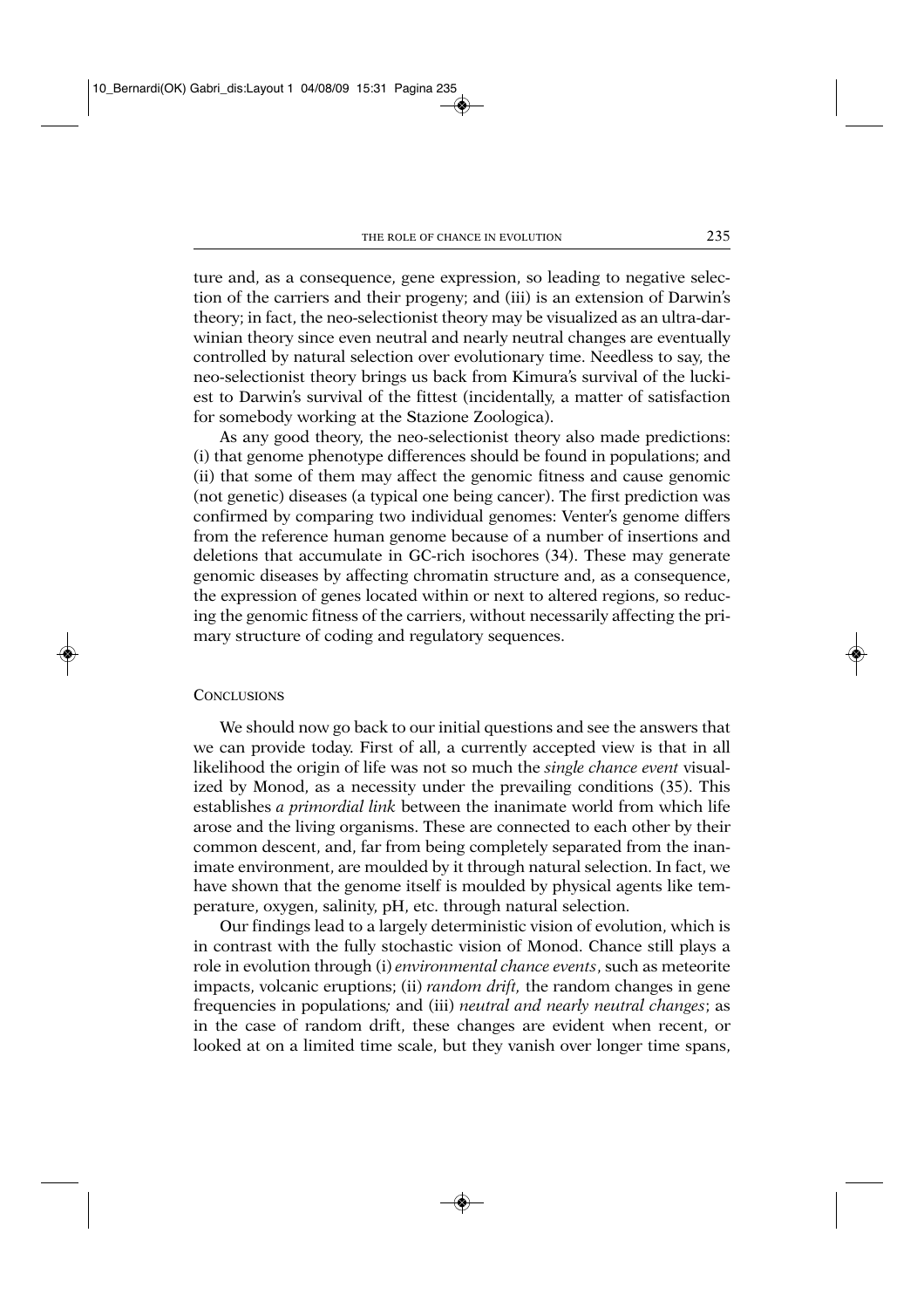ture and, as a consequence, gene expression, so leading to negative selection of the carriers and their progeny; and (iii) is an extension of Darwin's theory; in fact, the neo-selectionist theory may be visualized as an ultra-darwinian theory since even neutral and nearly neutral changes are eventually controlled by natural selection over evolutionary time. Needless to say, the neo-selectionist theory brings us back from Kimura's survival of the luckiest to Darwin's survival of the fittest (incidentally, a matter of satisfaction for somebody working at the Stazione Zoologica).

As any good theory, the neo-selectionist theory also made predictions: (i) that genome phenotype differences should be found in populations; and (ii) that some of them may affect the genomic fitness and cause genomic (not genetic) diseases (a typical one being cancer). The first prediction was confirmed by comparing two individual genomes: Venter's genome differs from the reference human genome because of a number of insertions and deletions that accumulate in GC-rich isochores (34). These may generate genomic diseases by affecting chromatin structure and, as a consequence, the expression of genes located within or next to altered regions, so reducing the genomic fitness of the carriers, without necessarily affecting the primary structure of coding and regulatory sequences.

## Conclusions

We should now go back to our initial questions and see the answers that we can provide today. First of all, a currently accepted view is that in all likelihood the origin of life was not so much the *single chance event* visualized by Monod, as a necessity under the prevailing conditions (35). This establishes *a primordial link* between the inanimate world from which life arose and the living organisms. These are connected to each other by their common descent, and, far from being completely separated from the inanimate environment, are moulded by it through natural selection. In fact, we have shown that the genome itself is moulded by physical agents like temperature, oxygen, salinity, pH, etc. through natural selection.

Our findings lead to a largely deterministic vision of evolution, which is in contrast with the fully stochastic vision of Monod. Chance still plays a role in evolution through (i) *environmental chance events*, such as meteorite impacts, volcanic eruptions; (ii) *random drift*, the random changes in gene frequencies in populations; and (iii) *neutral and nearly neutral changes*; as in the case of random drift, these changes are evident when recent, or looked at on a limited time scale, but they vanish over longer time spans,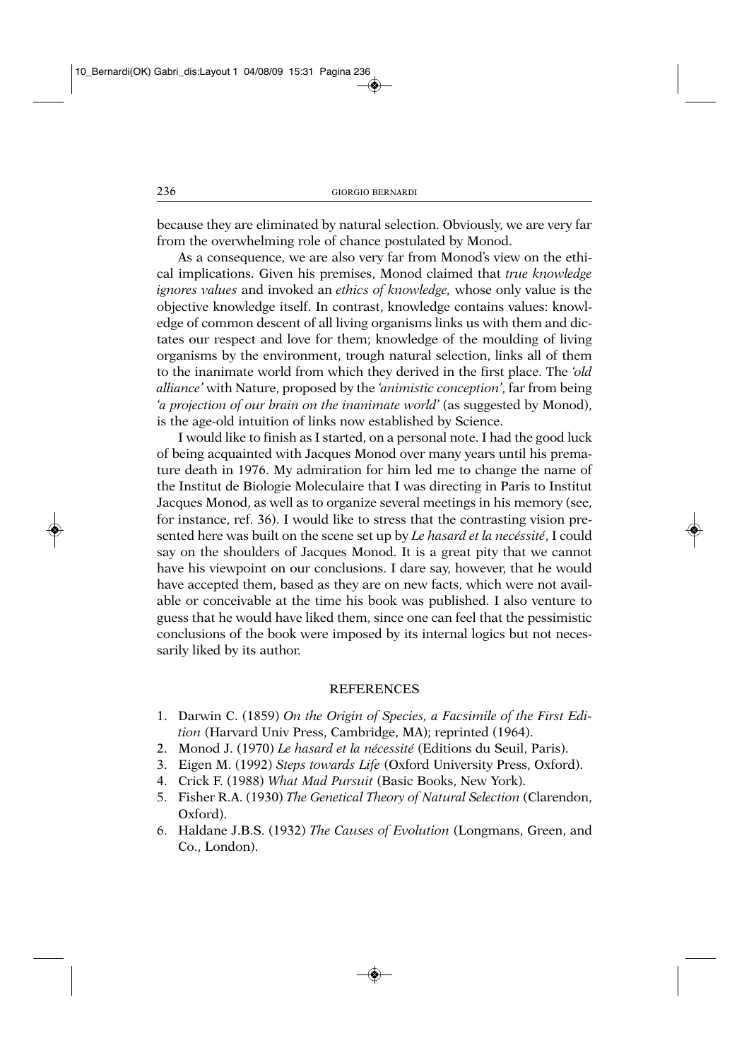because they are eliminated by natural selection. Obviously, we are very far from the overwhelming role of chance postulated by Monod.

As a consequence, we are also very far from Monod's view on the ethical implications. Given his premises, Monod claimed that *true knowledge ignores values* and invoked an *ethics of knowledge,* whose only value is the objective knowledge itself. In contrast, knowledge contains values: knowledge of common descent of all living organisms links us with them and dictates our respect and love for them; knowledge of the moulding of living organisms by the environment, trough natural selection, links all of them to the inanimate world from which they derived in the first place. The *'old alliance'* with Nature, proposed by the *'animistic conception'*, far from being *'a projection of our brain on the inanimate world'* (as suggested by Monod), is the age-old intuition of links now established by Science.

I would like to finish as I started, on a personal note. I had the good luck of being acquainted with Jacques Monod over many years until his premature death in 1976. My admiration for him led me to change the name of the Institut de Biologie Moleculaire that I was directing in Paris to Institut Jacques Monod, as well as to organize several meetings in his memory (see, for instance, ref. 36). I would like to stress that the contrasting vision presented here was built on the scene set up by *Le hasard et la necéssité*, I could say on the shoulders of Jacques Monod. It is a great pity that we cannot have his viewpoint on our conclusions. I dare say, however, that he would have accepted them, based as they are on new facts, which were not available or conceivable at the time his book was published. I also venture to guess that he would have liked them, since one can feel that the pessimistic conclusions of the book were imposed by its internal logics but not necessarily liked by its author.

## REFERENCES

1. Darwin C. (1859) *On the Origin of Species, a Facsimile of the First Edition* (Harvard Univ Press, Cambridge, MA); reprinted (1964).
2. Monod J. (1970) *Le hasard et la nécessité* (Editions du Seuil, Paris).
3. Eigen M. (1992) *Steps towards Life* (Oxford University Press, Oxford).
4. Crick F. (1988) *What Mad Pursuit* (Basic Books, New York).
5. Fisher R.A. (1930) *The Genetical Theory of Natural Selection* (Clarendon, Oxford).
6. Haldane J.B.S. (1932) *The Causes of Evolution* (Longmans, Green, and Co., London).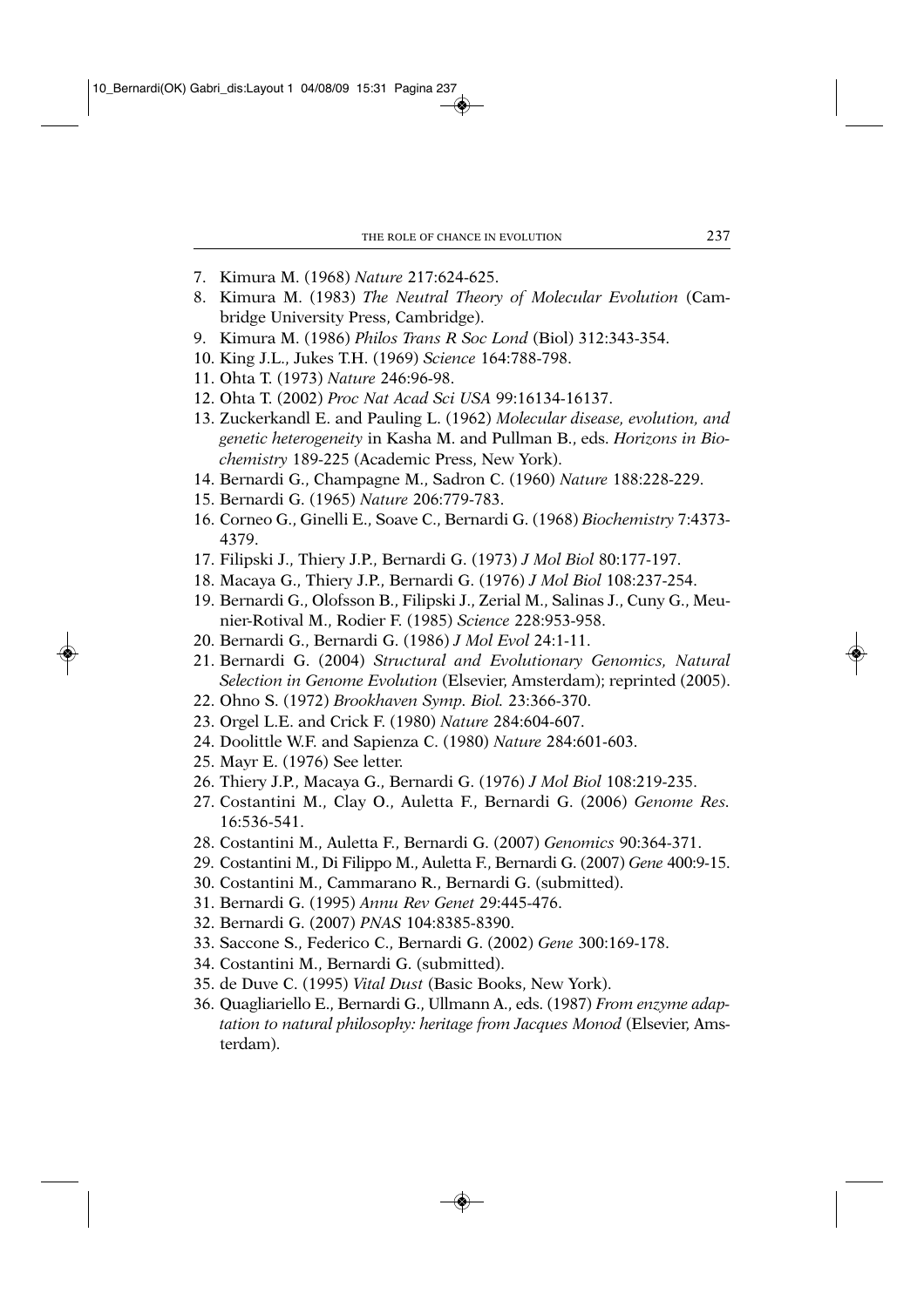7. Kimura M. (1968) *Nature* 217:624-625.
8. Kimura M. (1983) *The Neutral Theory of Molecular Evolution* (Cambridge University Press, Cambridge).
9. Kimura M. (1986) *Philos Trans R Soc Lond* (Biol) 312:343-354.
10. King J.L., Jukes T.H. (1969) *Science* 164:788-798.
11. Ohta T. (1973) *Nature* 246:96-98.
12. Ohta T. (2002) *Proc Nat Acad Sci USA* 99:16134-16137.
13. Zuckerkandl E. and Pauling L. (1962) *Molecular disease, evolution, and genetic heterogeneity* in Kasha M. and Pullman B., eds. *Horizons in Biochemistry* 189-225 (Academic Press, New York).
14. Bernardi G., Champagne M., Sadron C. (1960) *Nature* 188:228-229.
15. Bernardi G. (1965) *Nature* 206:779-783.
16. Corneo G., Ginelli E., Soave C., Bernardi G. (1968) *Biochemistry* 7:4373-4379.
17. Filipski J., Thiery J.P., Bernardi G. (1973) *J Mol Biol* 80:177-197.
18. Macaya G., Thiery J.P., Bernardi G. (1976) *J Mol Biol* 108:237-254.
19. Bernardi G., Olofsson B., Filipski J., Zerial M., Salinas J., Cuny G., Meunier-Rotival M., Rodier F. (1985) *Science* 228:953-958.
20. Bernardi G., Bernardi G. (1986) *J Mol Evol* 24:1-11.
21. Bernardi G. (2004) *Structural and Evolutionary Genomics, Natural Selection in Genome Evolution* (Elsevier, Amsterdam); reprinted (2005).
22. Ohno S. (1972) *Brookhaven Symp. Biol.* 23:366-370.
23. Orgel L.E. and Crick F. (1980) *Nature* 284:604-607.
24. Doolittle W.F. and Sapienza C. (1980) *Nature* 284:601-603.
25. Mayr E. (1976) See letter.
26. Thiery J.P., Macaya G., Bernardi G. (1976) *J Mol Biol* 108:219-235.
27. Costantini M., Clay O., Auletta F., Bernardi G. (2006) *Genome Res.* 16:536-541.
28. Costantini M., Auletta F., Bernardi G. (2007) *Genomics* 90:364-371.
29. Costantini M., Di Filippo M., Auletta F., Bernardi G. (2007) *Gene* 400:9-15.
30. Costantini M., Cammarano R., Bernardi G. (submitted).
31. Bernardi G. (1995) *Annu Rev Genet* 29:445-476.
32. Bernardi G. (2007) *PNAS* 104:8385-8390.
33. Saccone S., Federico C., Bernardi G. (2002) *Gene* 300:169-178.
34. Costantini M., Bernardi G. (submitted).
35. de Duve C. (1995) *Vital Dust* (Basic Books, New York).
36. Quagliariello E., Bernardi G., Ullmann A., eds. (1987) *From enzyme adaptation to natural philosophy: heritage from Jacques Monod* (Elsevier, Amsterdam).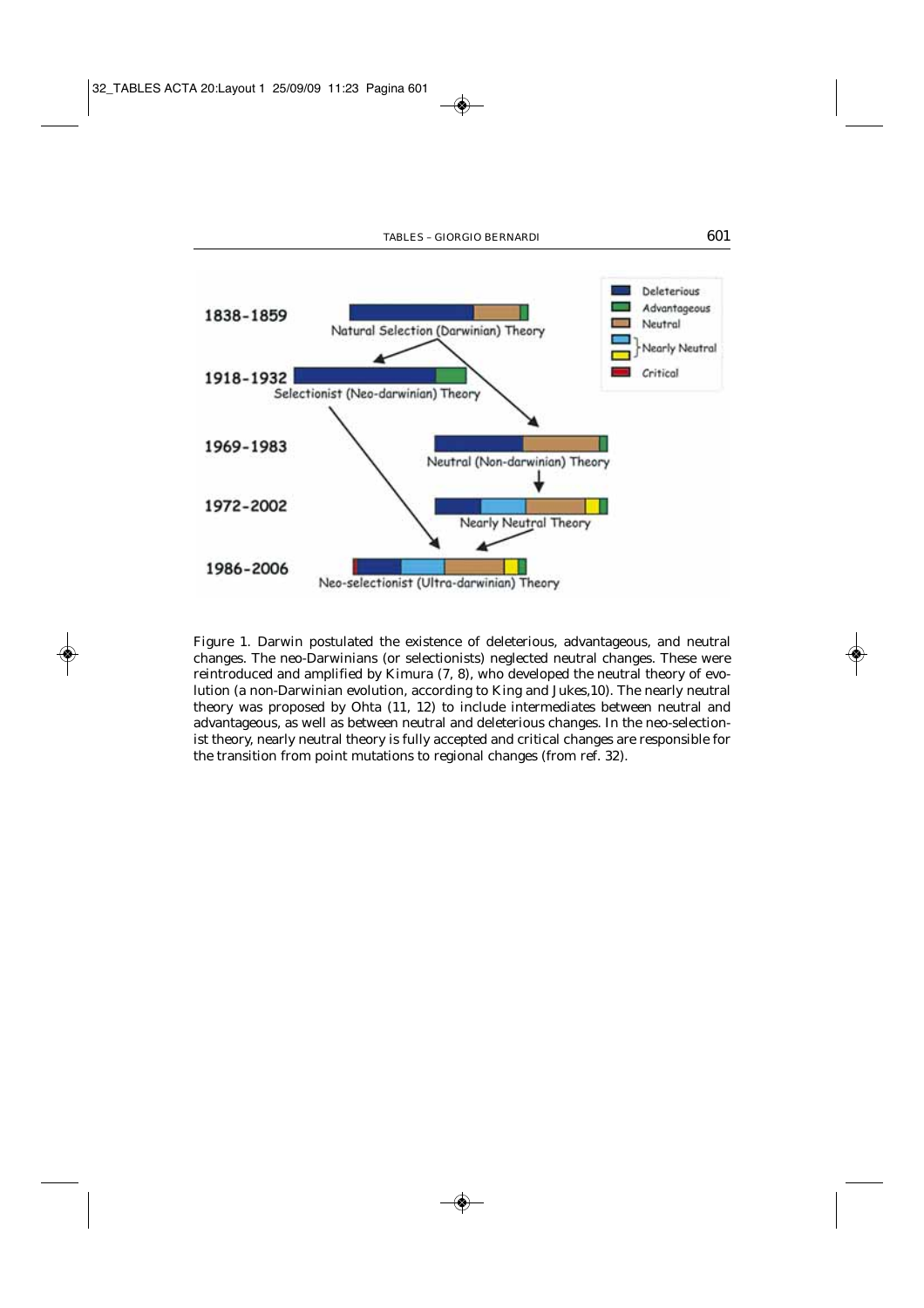Figure 1. Darwin postulated the existence of deleterious, advantageous, and neutral changes. The neo-Darwinians (or selectionists) neglected neutral changes. These were reintroduced and amplified by Kimura (7, 8), who developed the neutral theory of evolution (a non-Darwinian evolution, according to King and Jukes,10). The nearly neutral theory was proposed by Ohta (11, 12) to include intermediates between neutral and advantageous, as well as between neutral and deleterious changes. In the neo-selectionist theory, nearly neutral theory is fully accepted and critical changes are responsible for the transition from point mutations to regional changes (from ref. 32).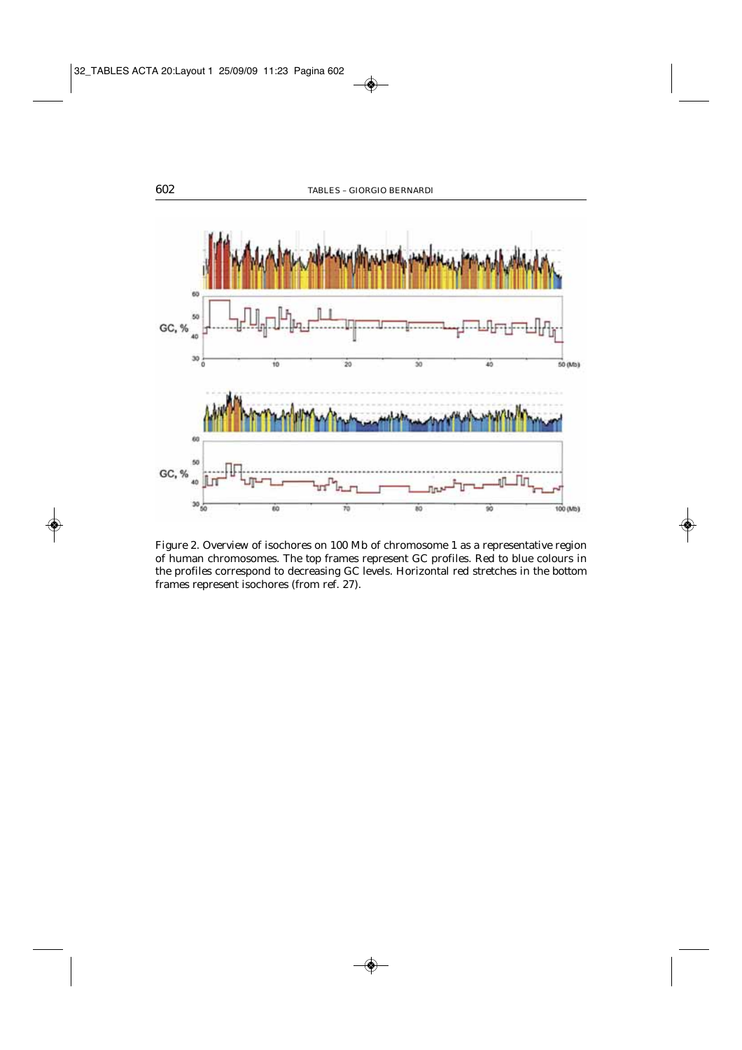Figure 2. Overview of isochores on 100 Mb of chromosome 1 as a representative region of human chromosomes. The top frames represent GC profiles. Red to blue colours in the profiles correspond to decreasing GC levels. Horizontal red stretches in the bottom frames represent isochores (from ref. 27).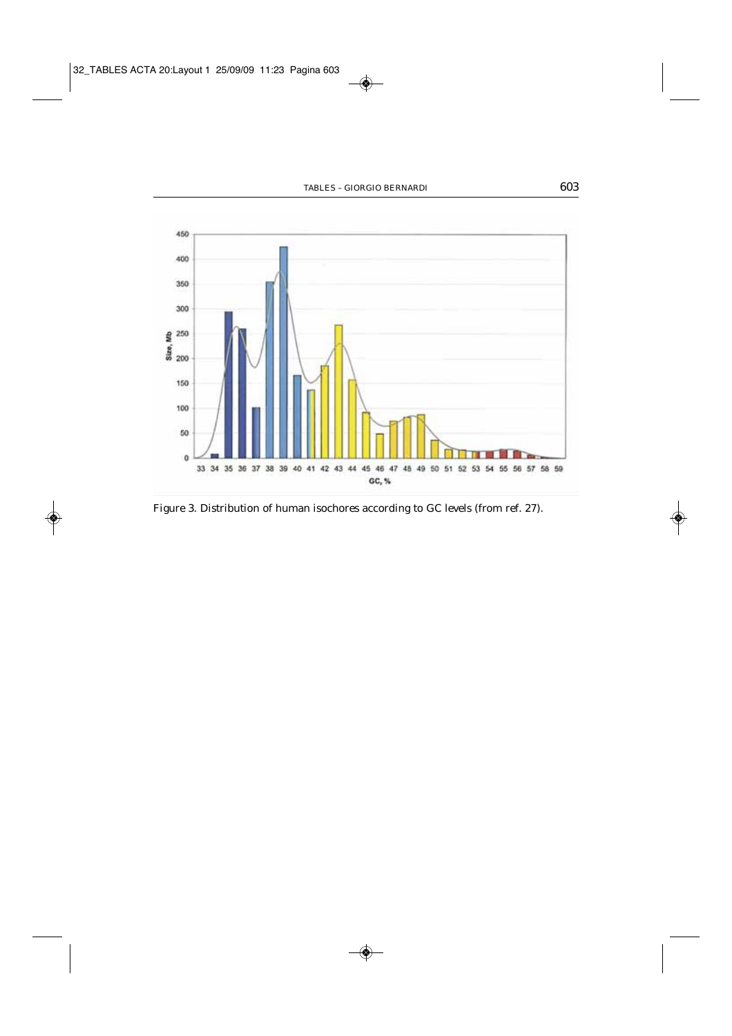Figure 3. Distribution of human isochores according to GC levels (from ref. 27).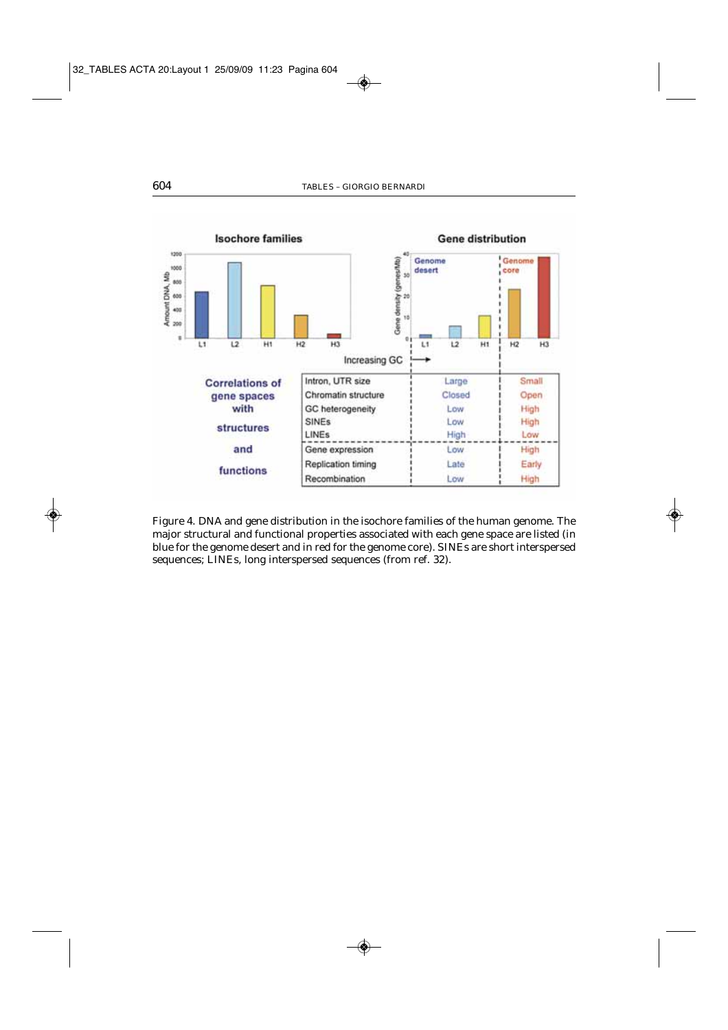| Correlations of gene spaces with structures and functions | Genome desert (L1, L2, H1) | Genome core (H2, H3) |
|---|---|---|
| Intron, UTR size | Large | Small |
| Chromatin structure | Closed | Open |
| GC heterogeneity | Low | High |
| SINEs | Low | High |
| LINEs | High | Low |
| Gene expression | Low | High |
| Replication timing | Late | Early |
| Recombination | Low | High |

Figure 4. DNA and gene distribution in the isochore families of the human genome. The major structural and functional properties associated with each gene space are listed (in blue for the genome desert and in red for the genome core). SINEs are short interspersed sequences; LINEs, long interspersed sequences (from ref. 32).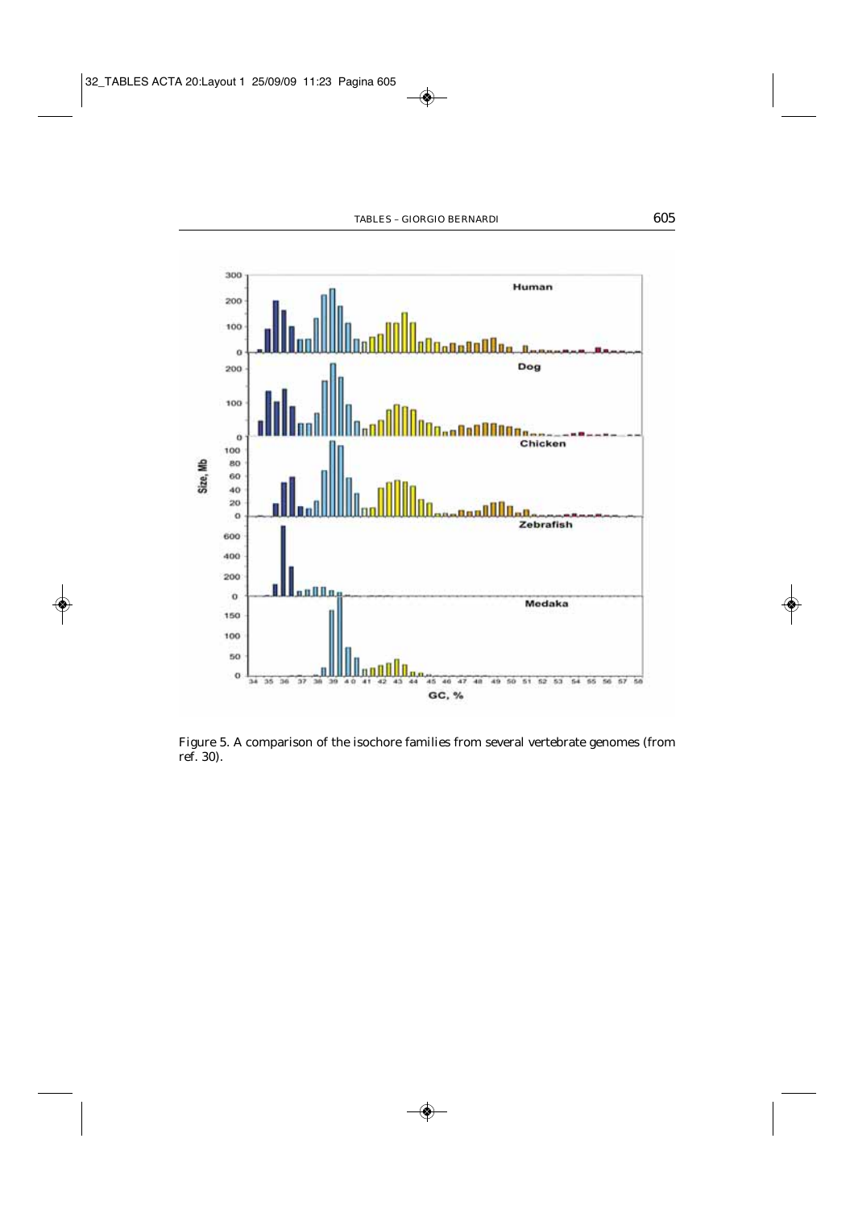Figure 5. A comparison of the isochore families from several vertebrate genomes (from ref. 30).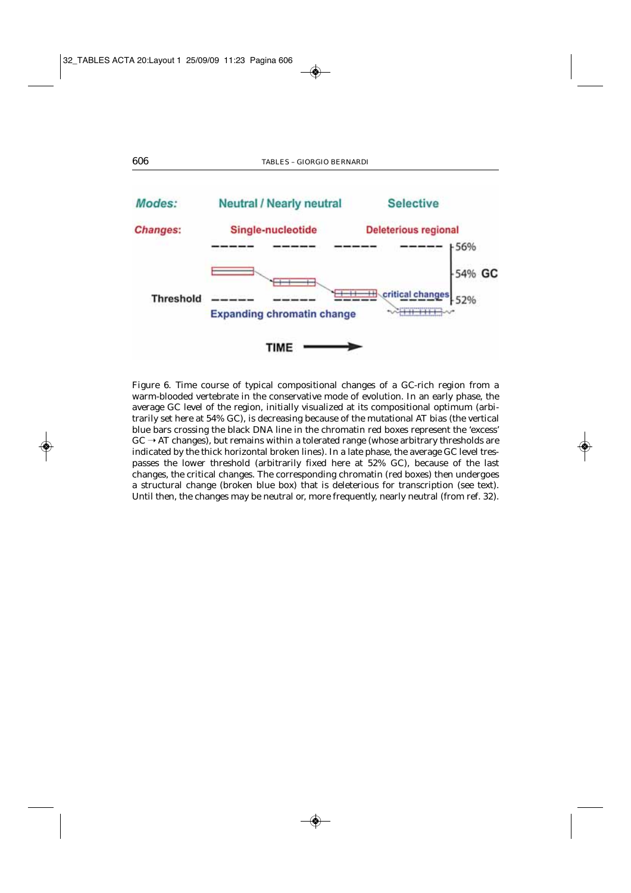Figure 6. Time course of typical compositional changes of a GC-rich region from a warm-blooded vertebrate in the conservative mode of evolution. In an early phase, the average GC level of the region, initially visualized at its compositional optimum (arbitrarily set here at 54% GC), is decreasing because of the mutational AT bias (the vertical blue bars crossing the black DNA line in the chromatin red boxes represent the 'excess' GC → AT changes), but remains within a tolerated range (whose arbitrary thresholds are indicated by the thick horizontal broken lines). In a late phase, the average GC level trespasses the lower threshold (arbitrarily fixed here at 52% GC), because of the last changes, the critical changes. The corresponding chromatin (red boxes) then undergoes a structural change (broken blue box) that is deleterious for transcription (see text). Until then, the changes may be neutral or, more frequently, nearly neutral (from ref. 32).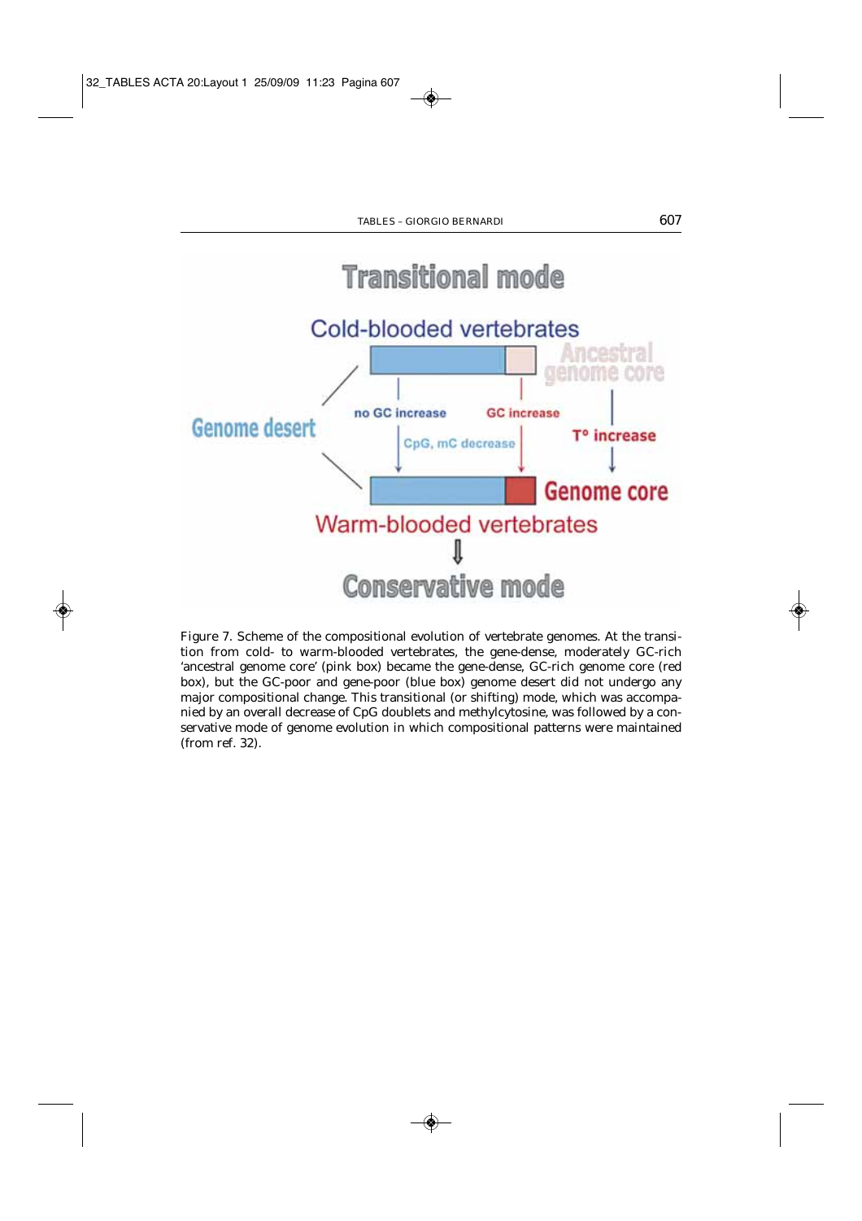Transitional mode

Cold-blooded vertebrates

Ancestral genome core

Genome desert

no GC increase

GC increase

CpG, mC decrease

T° increase

Genome core

Warm-blooded vertebrates

Conservative mode

Figure 7. Scheme of the compositional evolution of vertebrate genomes. At the transition from cold- to warm-blooded vertebrates, the gene-dense, moderately GC-rich 'ancestral genome core' (pink box) became the gene-dense, GC-rich genome core (red box), but the GC-poor and gene-poor (blue box) genome desert did not undergo any major compositional change. This transitional (or shifting) mode, which was accompanied by an overall decrease of CpG doublets and methylcytosine, was followed by a conservative mode of genome evolution in which compositional patterns were maintained (from ref. 32).